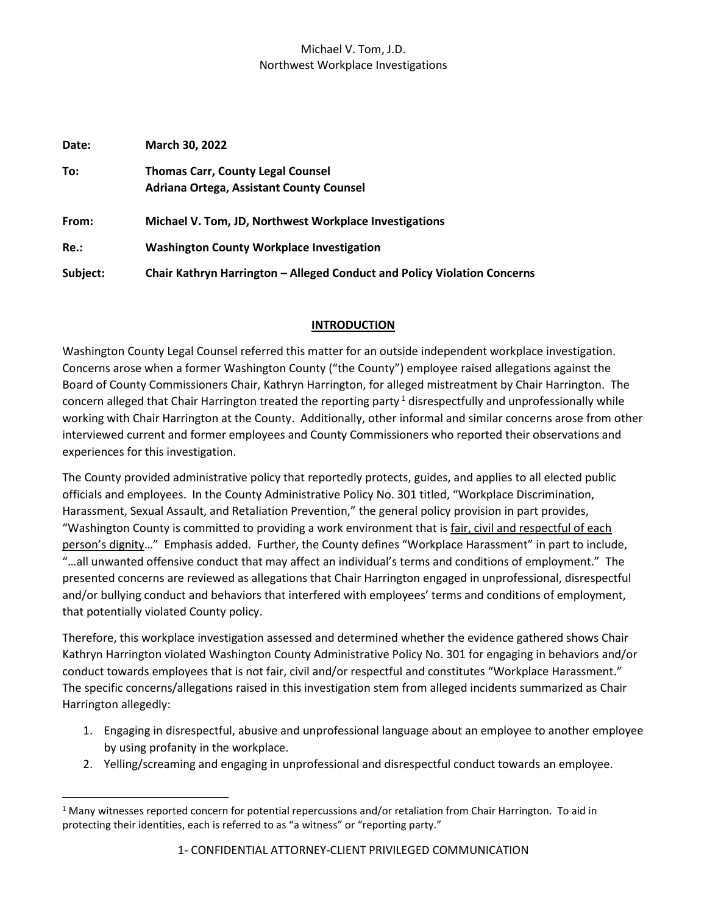Michael V. Tom, J.D.
Northwest Workplace Investigations

**Date:** **March 30, 2022**

**To:** **Thomas Carr, County Legal Counsel**
**Adriana Ortega, Assistant County Counsel**

**From:** **Michael V. Tom, JD, Northwest Workplace Investigations**

**Re.:** **Washington County Workplace Investigation**

**Subject:** **Chair Kathryn Harrington – Alleged Conduct and Policy Violation Concerns**

## INTRODUCTION

Washington County Legal Counsel referred this matter for an outside independent workplace investigation. Concerns arose when a former Washington County ("the County") employee raised allegations against the Board of County Commissioners Chair, Kathryn Harrington, for alleged mistreatment by Chair Harrington. The concern alleged that Chair Harrington treated the reporting party[1] disrespectfully and unprofessionally while working with Chair Harrington at the County. Additionally, other informal and similar concerns arose from other interviewed current and former employees and County Commissioners who reported their observations and experiences for this investigation.

The County provided administrative policy that reportedly protects, guides, and applies to all elected public officials and employees. In the County Administrative Policy No. 301 titled, "Workplace Discrimination, Harassment, Sexual Assault, and Retaliation Prevention," the general policy provision in part provides, "Washington County is committed to providing a work environment that is <u>fair, civil and respectful of each person's dignity</u>…" Emphasis added. Further, the County defines "Workplace Harassment" in part to include, "…all unwanted offensive conduct that may affect an individual's terms and conditions of employment." The presented concerns are reviewed as allegations that Chair Harrington engaged in unprofessional, disrespectful and/or bullying conduct and behaviors that interfered with employees' terms and conditions of employment, that potentially violated County policy.

Therefore, this workplace investigation assessed and determined whether the evidence gathered shows Chair Kathryn Harrington violated Washington County Administrative Policy No. 301 for engaging in behaviors and/or conduct towards employees that is not fair, civil and/or respectful and constitutes "Workplace Harassment." The specific concerns/allegations raised in this investigation stem from alleged incidents summarized as Chair Harrington allegedly:

1. Engaging in disrespectful, abusive and unprofessional language about an employee to another employee by using profanity in the workplace.
2. Yelling/screaming and engaging in unprofessional and disrespectful conduct towards an employee.

[1] Many witnesses reported concern for potential repercussions and/or retaliation from Chair Harrington. To aid in protecting their identities, each is referred to as "a witness" or "reporting party."

CONFIDENTIAL ATTORNEY-CLIENT PRIVILEGED COMMUNICATION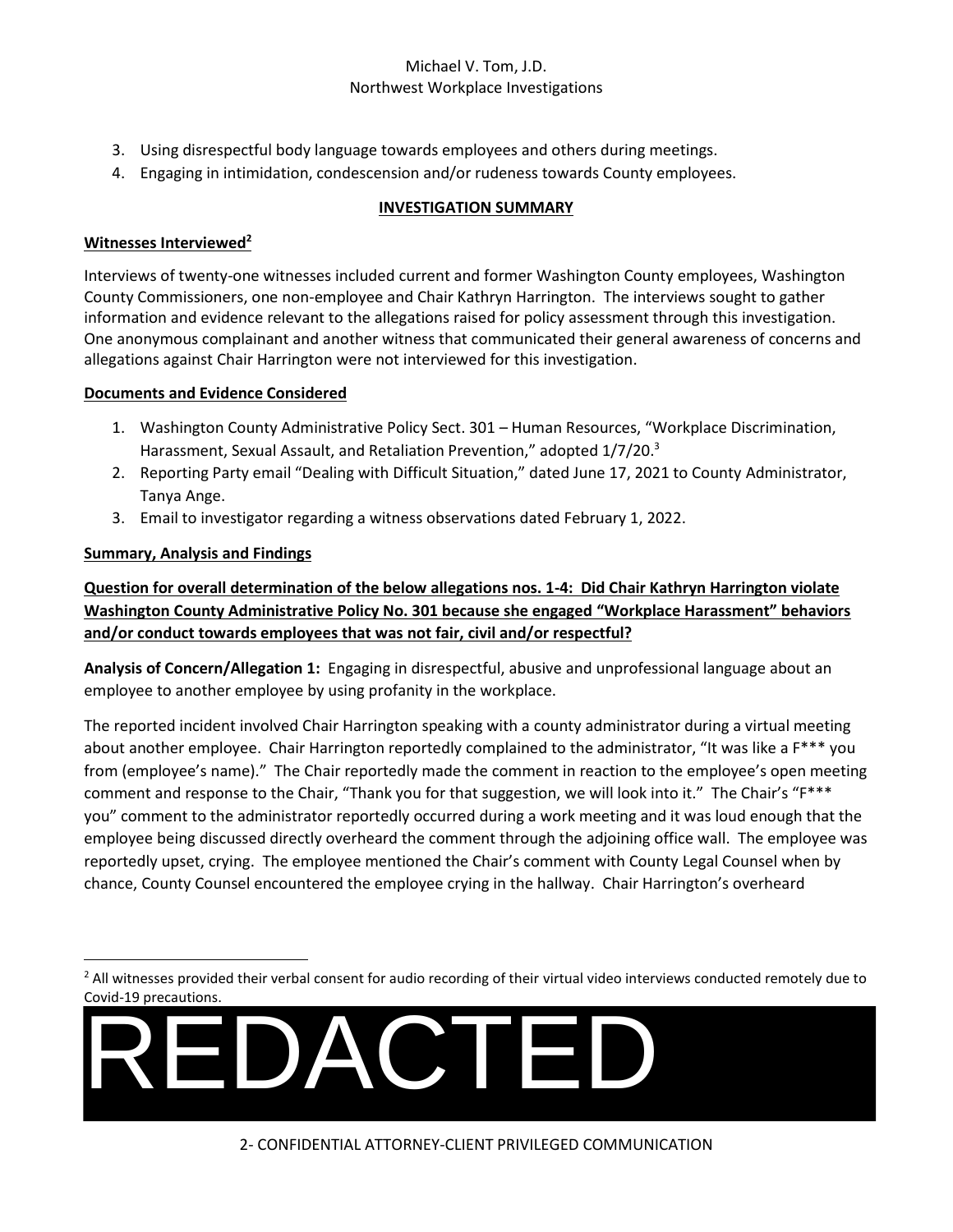3. Using disrespectful body language towards employees and others during meetings.
4. Engaging in intimidation, condescension and/or rudeness towards County employees.

## INVESTIGATION SUMMARY

**Witnesses Interviewed[2]**

Interviews of twenty-one witnesses included current and former Washington County employees, Washington County Commissioners, one non-employee and Chair Kathryn Harrington. The interviews sought to gather information and evidence relevant to the allegations raised for policy assessment through this investigation. One anonymous complainant and another witness that communicated their general awareness of concerns and allegations against Chair Harrington were not interviewed for this investigation.

**Documents and Evidence Considered**

1. Washington County Administrative Policy Sect. 301 – Human Resources, "Workplace Discrimination, Harassment, Sexual Assault, and Retaliation Prevention," adopted 1/7/20.[3]
2. Reporting Party email "Dealing with Difficult Situation," dated June 17, 2021 to County Administrator, Tanya Ange.
3. Email to investigator regarding a witness observations dated February 1, 2022.

**Summary, Analysis and Findings**

**Question for overall determination of the below allegations nos. 1-4: Did Chair Kathryn Harrington violate Washington County Administrative Policy No. 301 because she engaged "Workplace Harassment" behaviors and/or conduct towards employees that was not fair, civil and/or respectful?**

**Analysis of Concern/Allegation 1:** Engaging in disrespectful, abusive and unprofessional language about an employee to another employee by using profanity in the workplace.

The reported incident involved Chair Harrington speaking with a county administrator during a virtual meeting about another employee. Chair Harrington reportedly complained to the administrator, "It was like a F*** you from (employee's name)." The Chair reportedly made the comment in reaction to the employee's open meeting comment and response to the Chair, "Thank you for that suggestion, we will look into it." The Chair's "F*** you" comment to the administrator reportedly occurred during a work meeting and it was loud enough that the employee being discussed directly overheard the comment through the adjoining office wall. The employee was reportedly upset, crying. The employee mentioned the Chair's comment with County Legal Counsel when by chance, County Counsel encountered the employee crying in the hallway. Chair Harrington's overheard

[2] All witnesses provided their verbal consent for audio recording of their virtual video interviews conducted remotely due to Covid-19 precautions.

REDACTED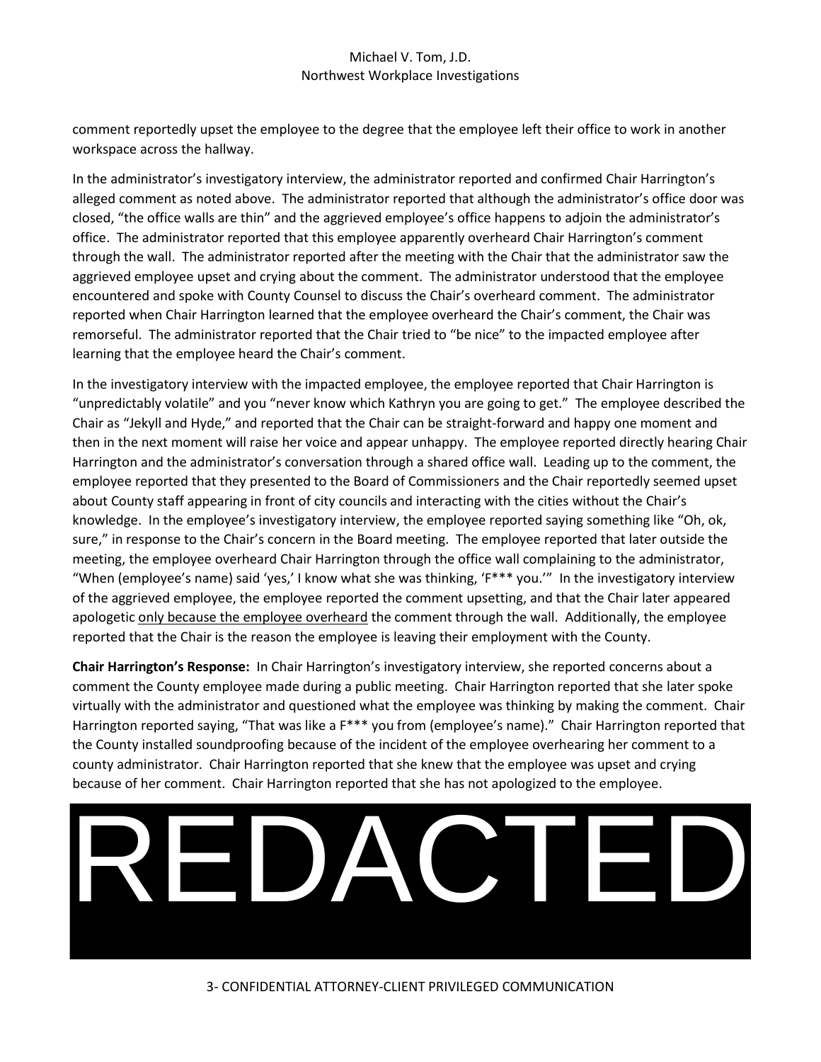comment reportedly upset the employee to the degree that the employee left their office to work in another workspace across the hallway.

In the administrator's investigatory interview, the administrator reported and confirmed Chair Harrington's alleged comment as noted above. The administrator reported that although the administrator's office door was closed, "the office walls are thin" and the aggrieved employee's office happens to adjoin the administrator's office. The administrator reported that this employee apparently overheard Chair Harrington's comment through the wall. The administrator reported after the meeting with the Chair that the administrator saw the aggrieved employee upset and crying about the comment. The administrator understood that the employee encountered and spoke with County Counsel to discuss the Chair's overheard comment. The administrator reported when Chair Harrington learned that the employee overheard the Chair's comment, the Chair was remorseful. The administrator reported that the Chair tried to "be nice" to the impacted employee after learning that the employee heard the Chair's comment.

In the investigatory interview with the impacted employee, the employee reported that Chair Harrington is "unpredictably volatile" and you "never know which Kathryn you are going to get." The employee described the Chair as "Jekyll and Hyde," and reported that the Chair can be straight-forward and happy one moment and then in the next moment will raise her voice and appear unhappy. The employee reported directly hearing Chair Harrington and the administrator's conversation through a shared office wall. Leading up to the comment, the employee reported that they presented to the Board of Commissioners and the Chair reportedly seemed upset about County staff appearing in front of city councils and interacting with the cities without the Chair's knowledge. In the employee's investigatory interview, the employee reported saying something like "Oh, ok, sure," in response to the Chair's concern in the Board meeting. The employee reported that later outside the meeting, the employee overheard Chair Harrington through the office wall complaining to the administrator, "When (employee's name) said 'yes,' I know what she was thinking, 'F*** you.'" In the investigatory interview of the aggrieved employee, the employee reported the comment upsetting, and that the Chair later appeared apologetic <u>only because the employee overheard</u> the comment through the wall. Additionally, the employee reported that the Chair is the reason the employee is leaving their employment with the County.

**Chair Harrington's Response:** In Chair Harrington's investigatory interview, she reported concerns about a comment the County employee made during a public meeting. Chair Harrington reported that she later spoke virtually with the administrator and questioned what the employee was thinking by making the comment. Chair Harrington reported saying, "That was like a F*** you from (employee's name)." Chair Harrington reported that the County installed soundproofing because of the incident of the employee overhearing her comment to a county administrator. Chair Harrington reported that she knew that the employee was upset and crying because of her comment. Chair Harrington reported that she has not apologized to the employee.

REDACTED

3- CONFIDENTIAL ATTORNEY-CLIENT PRIVILEGED COMMUNICATION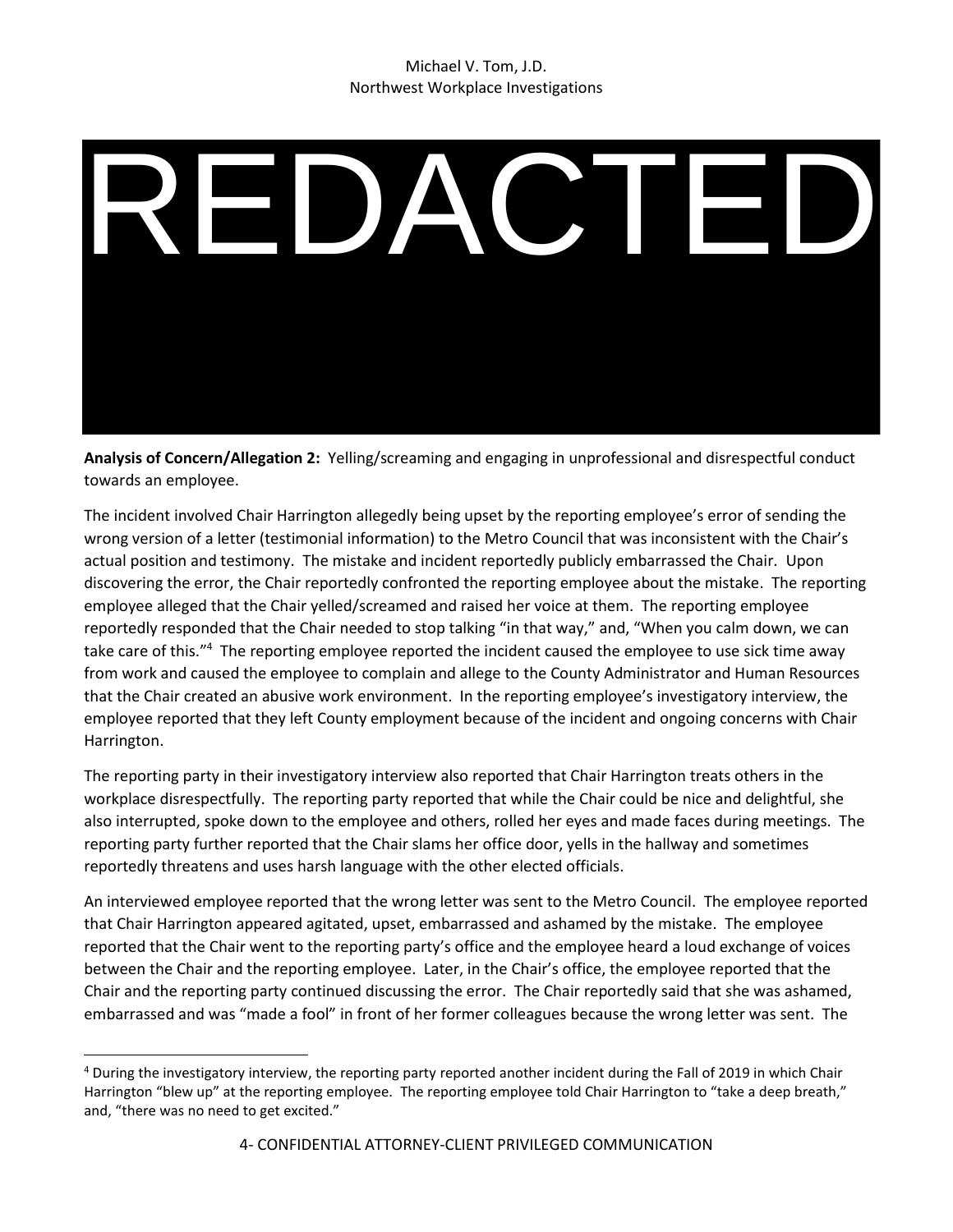REDACTED

**Analysis of Concern/Allegation 2:** Yelling/screaming and engaging in unprofessional and disrespectful conduct towards an employee.

The incident involved Chair Harrington allegedly being upset by the reporting employee's error of sending the wrong version of a letter (testimonial information) to the Metro Council that was inconsistent with the Chair's actual position and testimony. The mistake and incident reportedly publicly embarrassed the Chair. Upon discovering the error, the Chair reportedly confronted the reporting employee about the mistake. The reporting employee alleged that the Chair yelled/screamed and raised her voice at them. The reporting employee reportedly responded that the Chair needed to stop talking "in that way," and, "When you calm down, we can take care of this."[4] The reporting employee reported the incident caused the employee to use sick time away from work and caused the employee to complain and allege to the County Administrator and Human Resources that the Chair created an abusive work environment. In the reporting employee's investigatory interview, the employee reported that they left County employment because of the incident and ongoing concerns with Chair Harrington.

The reporting party in their investigatory interview also reported that Chair Harrington treats others in the workplace disrespectfully. The reporting party reported that while the Chair could be nice and delightful, she also interrupted, spoke down to the employee and others, rolled her eyes and made faces during meetings. The reporting party further reported that the Chair slams her office door, yells in the hallway and sometimes reportedly threatens and uses harsh language with the other elected officials.

An interviewed employee reported that the wrong letter was sent to the Metro Council. The employee reported that Chair Harrington appeared agitated, upset, embarrassed and ashamed by the mistake. The employee reported that the Chair went to the reporting party's office and the employee heard a loud exchange of voices between the Chair and the reporting employee. Later, in the Chair's office, the employee reported that the Chair and the reporting party continued discussing the error. The Chair reportedly said that she was ashamed, embarrassed and was "made a fool" in front of her former colleagues because the wrong letter was sent. The

[4] During the investigatory interview, the reporting party reported another incident during the Fall of 2019 in which Chair Harrington "blew up" at the reporting employee. The reporting employee told Chair Harrington to "take a deep breath," and, "there was no need to get excited."

4- CONFIDENTIAL ATTORNEY-CLIENT PRIVILEGED COMMUNICATION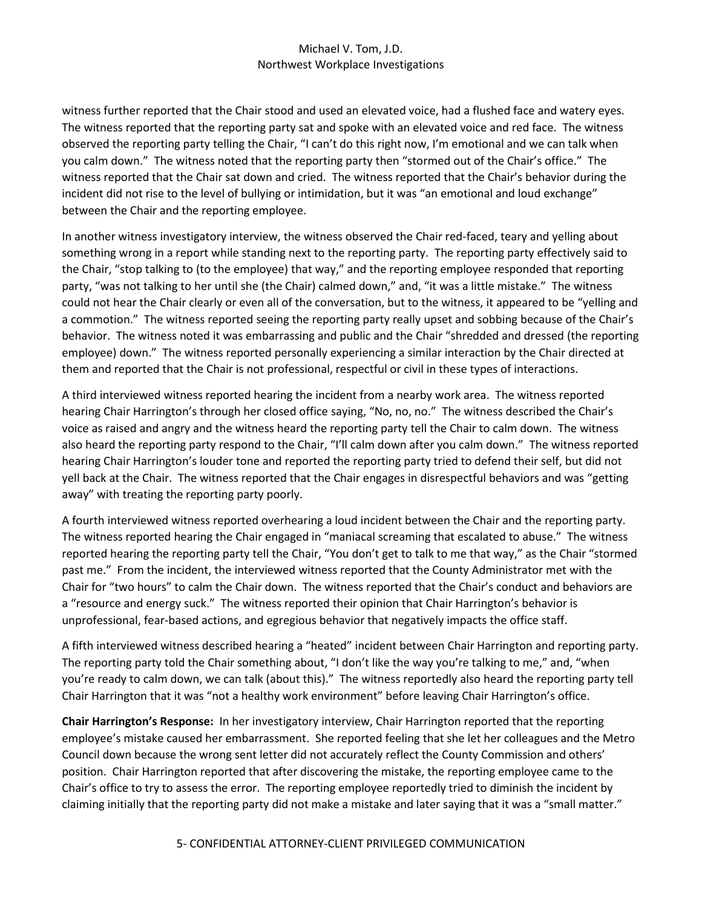witness further reported that the Chair stood and used an elevated voice, had a flushed face and watery eyes. The witness reported that the reporting party sat and spoke with an elevated voice and red face. The witness observed the reporting party telling the Chair, "I can't do this right now, I'm emotional and we can talk when you calm down." The witness noted that the reporting party then "stormed out of the Chair's office." The witness reported that the Chair sat down and cried. The witness reported that the Chair's behavior during the incident did not rise to the level of bullying or intimidation, but it was "an emotional and loud exchange" between the Chair and the reporting employee.

In another witness investigatory interview, the witness observed the Chair red-faced, teary and yelling about something wrong in a report while standing next to the reporting party. The reporting party effectively said to the Chair, "stop talking to (to the employee) that way," and the reporting employee responded that reporting party, "was not talking to her until she (the Chair) calmed down," and, "it was a little mistake." The witness could not hear the Chair clearly or even all of the conversation, but to the witness, it appeared to be "yelling and a commotion." The witness reported seeing the reporting party really upset and sobbing because of the Chair's behavior. The witness noted it was embarrassing and public and the Chair "shredded and dressed (the reporting employee) down." The witness reported personally experiencing a similar interaction by the Chair directed at them and reported that the Chair is not professional, respectful or civil in these types of interactions.

A third interviewed witness reported hearing the incident from a nearby work area. The witness reported hearing Chair Harrington's through her closed office saying, "No, no, no." The witness described the Chair's voice as raised and angry and the witness heard the reporting party tell the Chair to calm down. The witness also heard the reporting party respond to the Chair, "I'll calm down after you calm down." The witness reported hearing Chair Harrington's louder tone and reported the reporting party tried to defend their self, but did not yell back at the Chair. The witness reported that the Chair engages in disrespectful behaviors and was "getting away" with treating the reporting party poorly.

A fourth interviewed witness reported overhearing a loud incident between the Chair and the reporting party. The witness reported hearing the Chair engaged in "maniacal screaming that escalated to abuse." The witness reported hearing the reporting party tell the Chair, "You don't get to talk to me that way," as the Chair "stormed past me." From the incident, the interviewed witness reported that the County Administrator met with the Chair for "two hours" to calm the Chair down. The witness reported that the Chair's conduct and behaviors are a "resource and energy suck." The witness reported their opinion that Chair Harrington's behavior is unprofessional, fear-based actions, and egregious behavior that negatively impacts the office staff.

A fifth interviewed witness described hearing a "heated" incident between Chair Harrington and reporting party. The reporting party told the Chair something about, "I don't like the way you're talking to me," and, "when you're ready to calm down, we can talk (about this)." The witness reportedly also heard the reporting party tell Chair Harrington that it was "not a healthy work environment" before leaving Chair Harrington's office.

**Chair Harrington's Response:** In her investigatory interview, Chair Harrington reported that the reporting employee's mistake caused her embarrassment. She reported feeling that she let her colleagues and the Metro Council down because the wrong sent letter did not accurately reflect the County Commission and others' position. Chair Harrington reported that after discovering the mistake, the reporting employee came to the Chair's office to try to assess the error. The reporting employee reportedly tried to diminish the incident by claiming initially that the reporting party did not make a mistake and later saying that it was a "small matter."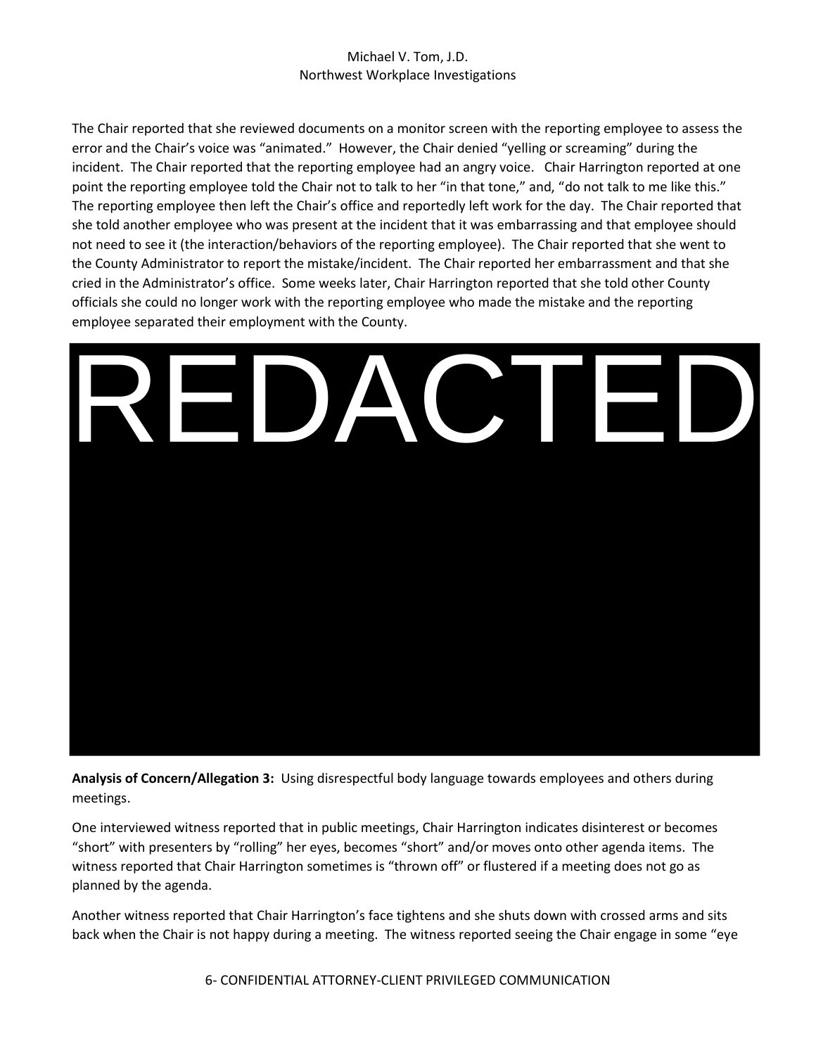The Chair reported that she reviewed documents on a monitor screen with the reporting employee to assess the error and the Chair's voice was "animated." However, the Chair denied "yelling or screaming" during the incident. The Chair reported that the reporting employee had an angry voice. Chair Harrington reported at one point the reporting employee told the Chair not to talk to her "in that tone," and, "do not talk to me like this." The reporting employee then left the Chair's office and reportedly left work for the day. The Chair reported that she told another employee who was present at the incident that it was embarrassing and that employee should not need to see it (the interaction/behaviors of the reporting employee). The Chair reported that she went to the County Administrator to report the mistake/incident. The Chair reported her embarrassment and that she cried in the Administrator's office. Some weeks later, Chair Harrington reported that she told other County officials she could no longer work with the reporting employee who made the mistake and the reporting employee separated their employment with the County.

REDACTED

**Analysis of Concern/Allegation 3:** Using disrespectful body language towards employees and others during meetings.

One interviewed witness reported that in public meetings, Chair Harrington indicates disinterest or becomes "short" with presenters by "rolling" her eyes, becomes "short" and/or moves onto other agenda items. The witness reported that Chair Harrington sometimes is "thrown off" or flustered if a meeting does not go as planned by the agenda.

Another witness reported that Chair Harrington's face tightens and she shuts down with crossed arms and sits back when the Chair is not happy during a meeting. The witness reported seeing the Chair engage in some "eye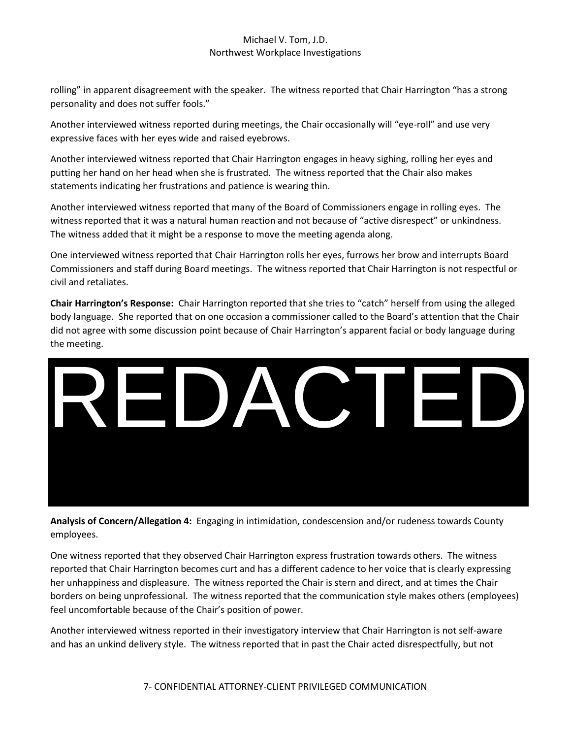rolling" in apparent disagreement with the speaker. The witness reported that Chair Harrington "has a strong personality and does not suffer fools."

Another interviewed witness reported during meetings, the Chair occasionally will "eye-roll" and use very expressive faces with her eyes wide and raised eyebrows.

Another interviewed witness reported that Chair Harrington engages in heavy sighing, rolling her eyes and putting her hand on her head when she is frustrated. The witness reported that the Chair also makes statements indicating her frustrations and patience is wearing thin.

Another interviewed witness reported that many of the Board of Commissioners engage in rolling eyes. The witness reported that it was a natural human reaction and not because of "active disrespect" or unkindness. The witness added that it might be a response to move the meeting agenda along.

One interviewed witness reported that Chair Harrington rolls her eyes, furrows her brow and interrupts Board Commissioners and staff during Board meetings. The witness reported that Chair Harrington is not respectful or civil and retaliates.

**Chair Harrington's Response:** Chair Harrington reported that she tries to "catch" herself from using the alleged body language. She reported that on one occasion a commissioner called to the Board's attention that the Chair did not agree with some discussion point because of Chair Harrington's apparent facial or body language during the meeting.

REDACTED

**Analysis of Concern/Allegation 4:** Engaging in intimidation, condescension and/or rudeness towards County employees.

One witness reported that they observed Chair Harrington express frustration towards others. The witness reported that Chair Harrington becomes curt and has a different cadence to her voice that is clearly expressing her unhappiness and displeasure. The witness reported the Chair is stern and direct, and at times the Chair borders on being unprofessional. The witness reported that the communication style makes others (employees) feel uncomfortable because of the Chair's position of power.

Another interviewed witness reported in their investigatory interview that Chair Harrington is not self-aware and has an unkind delivery style. The witness reported that in past the Chair acted disrespectfully, but not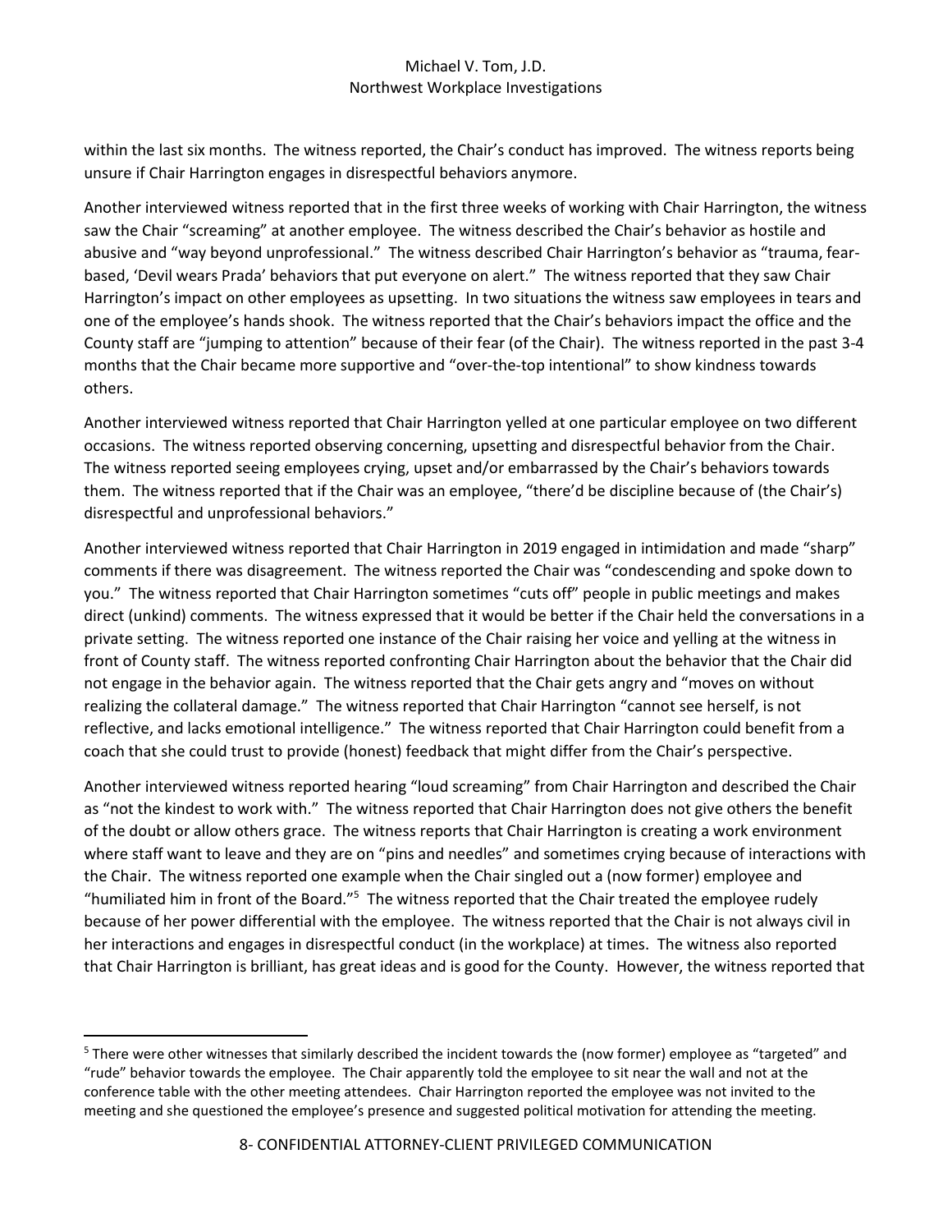within the last six months. The witness reported, the Chair's conduct has improved. The witness reports being unsure if Chair Harrington engages in disrespectful behaviors anymore.

Another interviewed witness reported that in the first three weeks of working with Chair Harrington, the witness saw the Chair "screaming" at another employee. The witness described the Chair's behavior as hostile and abusive and "way beyond unprofessional." The witness described Chair Harrington's behavior as "trauma, fear-based, 'Devil wears Prada' behaviors that put everyone on alert." The witness reported that they saw Chair Harrington's impact on other employees as upsetting. In two situations the witness saw employees in tears and one of the employee's hands shook. The witness reported that the Chair's behaviors impact the office and the County staff are "jumping to attention" because of their fear (of the Chair). The witness reported in the past 3-4 months that the Chair became more supportive and "over-the-top intentional" to show kindness towards others.

Another interviewed witness reported that Chair Harrington yelled at one particular employee on two different occasions. The witness reported observing concerning, upsetting and disrespectful behavior from the Chair. The witness reported seeing employees crying, upset and/or embarrassed by the Chair's behaviors towards them. The witness reported that if the Chair was an employee, "there'd be discipline because of (the Chair's) disrespectful and unprofessional behaviors."

Another interviewed witness reported that Chair Harrington in 2019 engaged in intimidation and made "sharp" comments if there was disagreement. The witness reported the Chair was "condescending and spoke down to you." The witness reported that Chair Harrington sometimes "cuts off" people in public meetings and makes direct (unkind) comments. The witness expressed that it would be better if the Chair held the conversations in a private setting. The witness reported one instance of the Chair raising her voice and yelling at the witness in front of County staff. The witness reported confronting Chair Harrington about the behavior that the Chair did not engage in the behavior again. The witness reported that the Chair gets angry and "moves on without realizing the collateral damage." The witness reported that Chair Harrington "cannot see herself, is not reflective, and lacks emotional intelligence." The witness reported that Chair Harrington could benefit from a coach that she could trust to provide (honest) feedback that might differ from the Chair's perspective.

Another interviewed witness reported hearing "loud screaming" from Chair Harrington and described the Chair as "not the kindest to work with." The witness reported that Chair Harrington does not give others the benefit of the doubt or allow others grace. The witness reports that Chair Harrington is creating a work environment where staff want to leave and they are on "pins and needles" and sometimes crying because of interactions with the Chair. The witness reported one example when the Chair singled out a (now former) employee and "humiliated him in front of the Board."[5] The witness reported that the Chair treated the employee rudely because of her power differential with the employee. The witness reported that the Chair is not always civil in her interactions and engages in disrespectful conduct (in the workplace) at times. The witness also reported that Chair Harrington is brilliant, has great ideas and is good for the County. However, the witness reported that

[5] There were other witnesses that similarly described the incident towards the (now former) employee as "targeted" and "rude" behavior towards the employee. The Chair apparently told the employee to sit near the wall and not at the conference table with the other meeting attendees. Chair Harrington reported the employee was not invited to the meeting and she questioned the employee's presence and suggested political motivation for attending the meeting.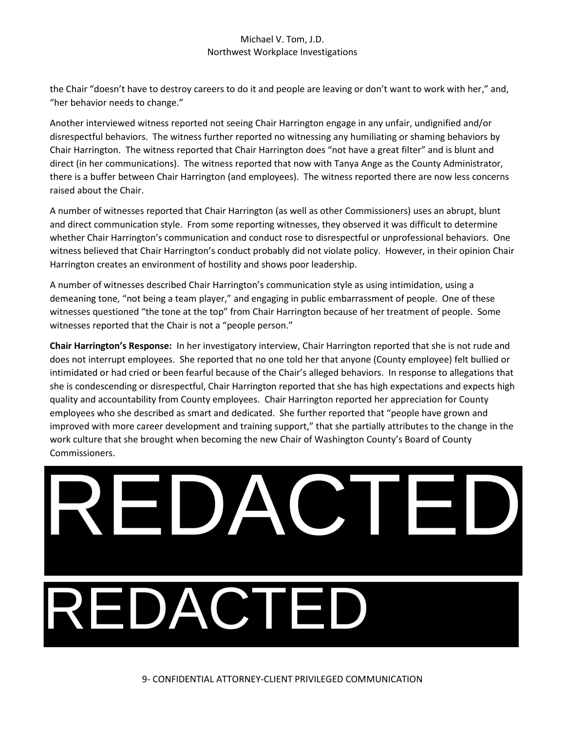the Chair "doesn't have to destroy careers to do it and people are leaving or don't want to work with her," and, "her behavior needs to change."

Another interviewed witness reported not seeing Chair Harrington engage in any unfair, undignified and/or disrespectful behaviors. The witness further reported no witnessing any humiliating or shaming behaviors by Chair Harrington. The witness reported that Chair Harrington does "not have a great filter" and is blunt and direct (in her communications). The witness reported that now with Tanya Ange as the County Administrator, there is a buffer between Chair Harrington (and employees). The witness reported there are now less concerns raised about the Chair.

A number of witnesses reported that Chair Harrington (as well as other Commissioners) uses an abrupt, blunt and direct communication style. From some reporting witnesses, they observed it was difficult to determine whether Chair Harrington's communication and conduct rose to disrespectful or unprofessional behaviors. One witness believed that Chair Harrington's conduct probably did not violate policy. However, in their opinion Chair Harrington creates an environment of hostility and shows poor leadership.

A number of witnesses described Chair Harrington's communication style as using intimidation, using a demeaning tone, "not being a team player," and engaging in public embarrassment of people. One of these witnesses questioned "the tone at the top" from Chair Harrington because of her treatment of people. Some witnesses reported that the Chair is not a "people person."

**Chair Harrington's Response:** In her investigatory interview, Chair Harrington reported that she is not rude and does not interrupt employees. She reported that no one told her that anyone (County employee) felt bullied or intimidated or had cried or been fearful because of the Chair's alleged behaviors. In response to allegations that she is condescending or disrespectful, Chair Harrington reported that she has high expectations and expects high quality and accountability from County employees. Chair Harrington reported her appreciation for County employees who she described as smart and dedicated. She further reported that "people have grown and improved with more career development and training support," that she partially attributes to the change in the work culture that she brought when becoming the new Chair of Washington County's Board of County Commissioners.

REDACTED

REDACTED

9- CONFIDENTIAL ATTORNEY-CLIENT PRIVILEGED COMMUNICATION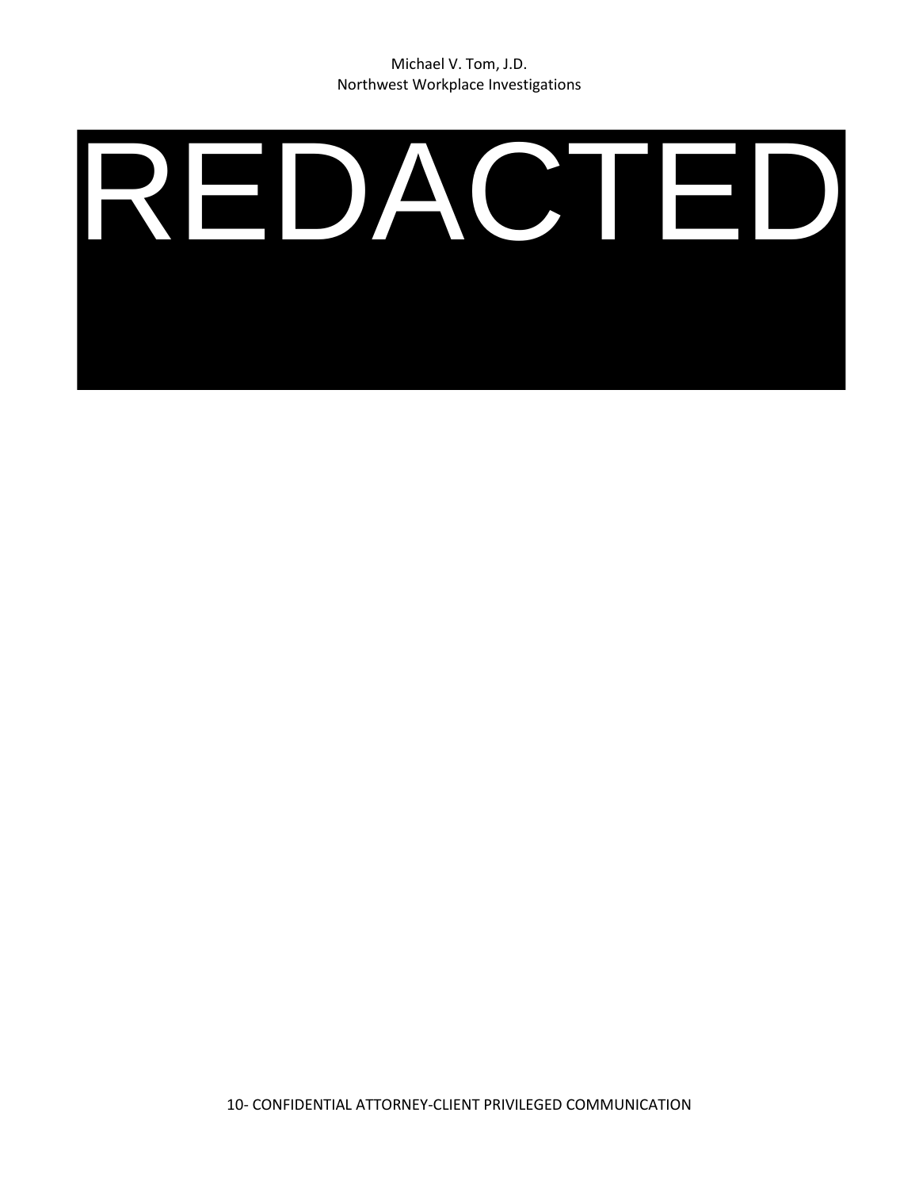REDACTED